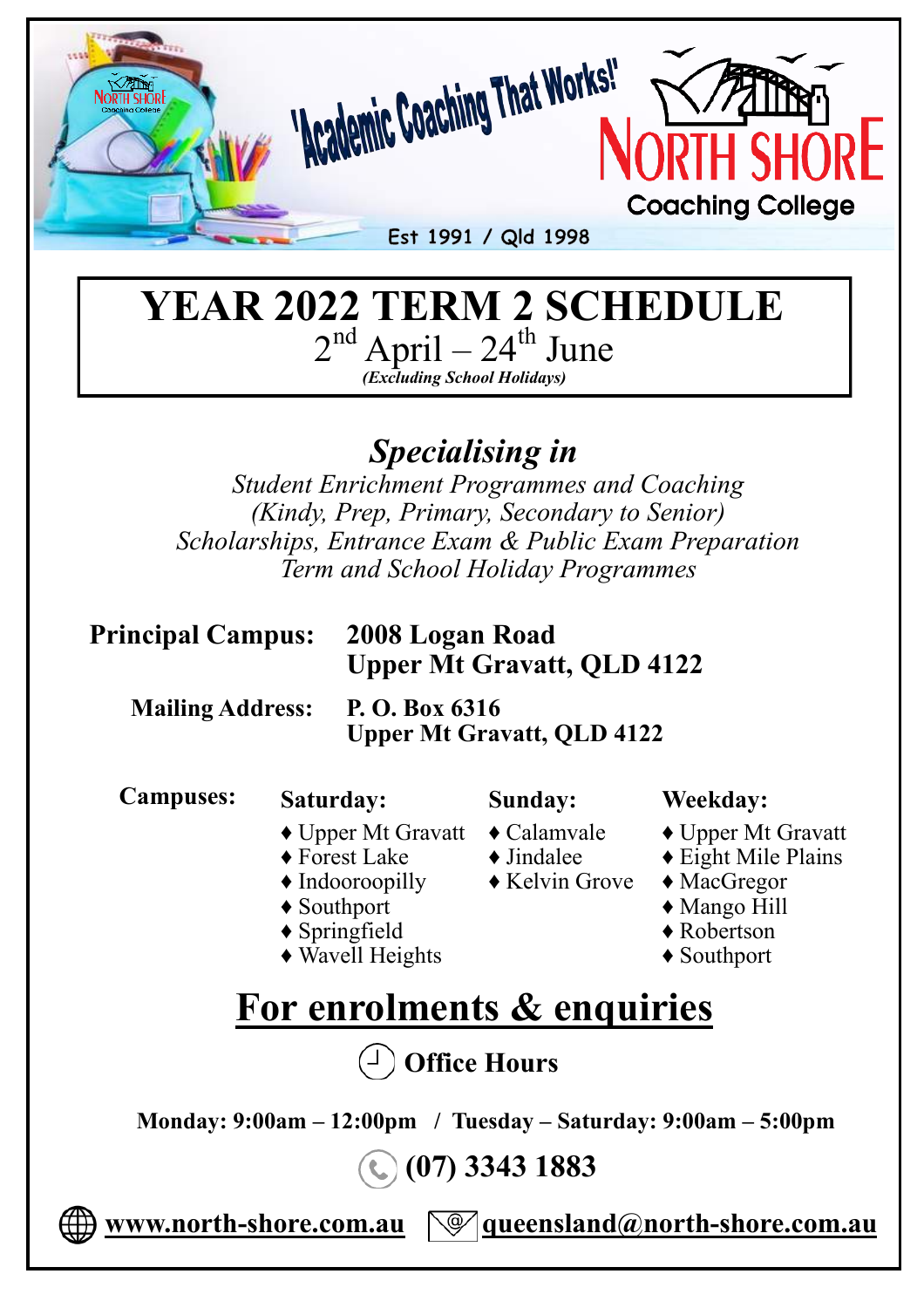'Academic Coaching That Works!'

**NORTH SHORE** Coaching College

Est 1991 / Qld 1998

# YEAR 2022 TERM 2 SCHEDULE

2nd April – 24th June

***(Excluding School Holidays)***

## *Specialising in*

*Student Enrichment Programmes and Coaching*
*(Kindy, Prep, Primary, Secondary to Senior)*
*Scholarships, Entrance Exam & Public Exam Preparation*
*Term and School Holiday Programmes*

**Principal Campus:** **2008 Logan Road**
**Upper Mt Gravatt, QLD 4122**

**Mailing Address:** **P. O. Box 6316**
**Upper Mt Gravatt, QLD 4122**

**Campuses:**

| Saturday: | Sunday: | Weekday: |
|---|---|---|
| ♦ Upper Mt Gravatt | ♦ Calamvale | ♦ Upper Mt Gravatt |
| ♦ Forest Lake | ♦ Jindalee | ♦ Eight Mile Plains |
| ♦ Indooroopilly | ♦ Kelvin Grove | ♦ MacGregor |
| ♦ Southport | | ♦ Mango Hill |
| ♦ Springfield | | ♦ Robertson |
| ♦ Wavell Heights | | ♦ Southport |

## For enrolments & enquiries

**Office Hours**

**Monday: 9:00am – 12:00pm / Tuesday – Saturday: 9:00am – 5:00pm**

**(07) 3343 1883**

**www.north-shore.com.au** **queensland@north-shore.com.au**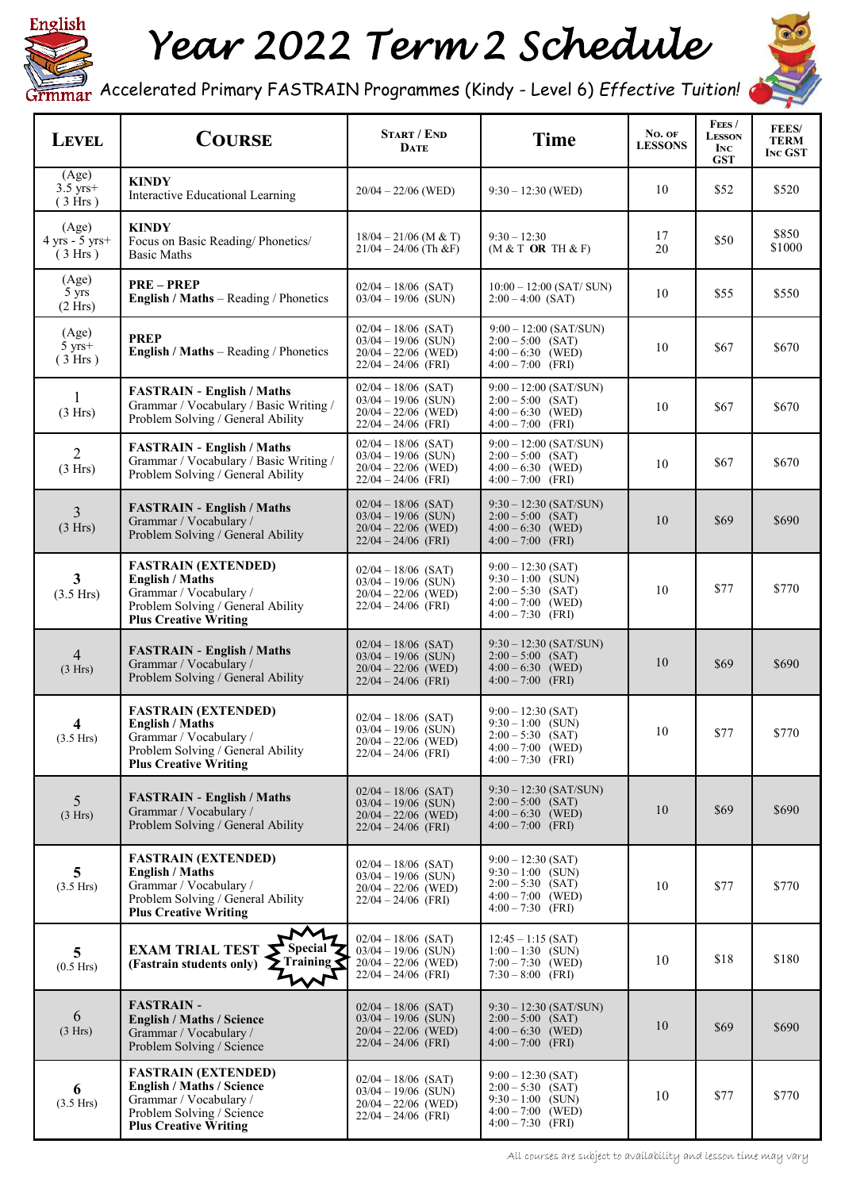# Year 2022 Term 2 Schedule

Accelerated Primary FASTRAIN Programmes (Kindy - Level 6) *Effective Tuition!*

| LEVEL | COURSE | START / END DATE | Time | NO. OF LESSONS | FEES / LESSON INC GST | FEES/ TERM INC GST |
|---|---|---|---|---|---|---|
| (Age) 3.5 yrs+ ( 3 Hrs ) | **KINDY** Interactive Educational Learning | 20/04 – 22/06 (WED) | 9:30 – 12:30 (WED) | 10 | $52 | $520 |
| (Age) 4 yrs - 5 yrs+ ( 3 Hrs ) | **KINDY** Focus on Basic Reading/ Phonetics/ Basic Maths | 18/04 – 21/06 (M & T)<br>21/04 – 24/06 (Th &F) | 9:30 – 12:30<br>(M & T **OR** TH & F) | 17<br>20 | $50 | $850<br>$1000 |
| (Age) 5 yrs (2 Hrs) | **PRE – PREP** **English / Maths** – Reading / Phonetics | 02/04 – 18/06 (SAT)<br>03/04 – 19/06 (SUN) | 10:00 – 12:00 (SAT/ SUN)<br>2:00 – 4:00 (SAT) | 10 | $55 | $550 |
| (Age) 5 yrs+ ( 3 Hrs ) | **PREP** **English / Maths** – Reading / Phonetics | 02/04 – 18/06 (SAT)<br>03/04 – 19/06 (SUN)<br>20/04 – 22/06 (WED)<br>22/04 – 24/06 (FRI) | 9:00 – 12:00 (SAT/SUN)<br>2:00 – 5:00 (SAT)<br>4:00 – 6:30 (WED)<br>4:00 – 7:00 (FRI) | 10 | $67 | $670 |
| 1 (3 Hrs) | **FASTRAIN - English / Maths** Grammar / Vocabulary / Basic Writing / Problem Solving / General Ability | 02/04 – 18/06 (SAT)<br>03/04 – 19/06 (SUN)<br>20/04 – 22/06 (WED)<br>22/04 – 24/06 (FRI) | 9:00 – 12:00 (SAT/SUN)<br>2:00 – 5:00 (SAT)<br>4:00 – 6:30 (WED)<br>4:00 – 7:00 (FRI) | 10 | $67 | $670 |
| 2 (3 Hrs) | **FASTRAIN - English / Maths** Grammar / Vocabulary / Basic Writing / Problem Solving / General Ability | 02/04 – 18/06 (SAT)<br>03/04 – 19/06 (SUN)<br>20/04 – 22/06 (WED)<br>22/04 – 24/06 (FRI) | 9:00 – 12:00 (SAT/SUN)<br>2:00 – 5:00 (SAT)<br>4:00 – 6:30 (WED)<br>4:00 – 7:00 (FRI) | 10 | $67 | $670 |
| 3 (3 Hrs) | **FASTRAIN - English / Maths** Grammar / Vocabulary / Problem Solving / General Ability | 02/04 – 18/06 (SAT)<br>03/04 – 19/06 (SUN)<br>20/04 – 22/06 (WED)<br>22/04 – 24/06 (FRI) | 9:30 – 12:30 (SAT/SUN)<br>2:00 – 5:00 (SAT)<br>4:00 – 6:30 (WED)<br>4:00 – 7:00 (FRI) | 10 | $69 | $690 |
| **3** (3.5 Hrs) | **FASTRAIN (EXTENDED)** **English / Maths** Grammar / Vocabulary / Problem Solving / General Ability **Plus Creative Writing** | 02/04 – 18/06 (SAT)<br>03/04 – 19/06 (SUN)<br>20/04 – 22/06 (WED)<br>22/04 – 24/06 (FRI) | 9:00 – 12:30 (SAT)<br>9:30 – 1:00 (SUN)<br>2:00 – 5:30 (SAT)<br>4:00 – 7:00 (WED)<br>4:00 – 7:30 (FRI) | 10 | $77 | $770 |
| 4 (3 Hrs) | **FASTRAIN - English / Maths** Grammar / Vocabulary / Problem Solving / General Ability | 02/04 – 18/06 (SAT)<br>03/04 – 19/06 (SUN)<br>20/04 – 22/06 (WED)<br>22/04 – 24/06 (FRI) | 9:30 – 12:30 (SAT/SUN)<br>2:00 – 5:00 (SAT)<br>4:00 – 6:30 (WED)<br>4:00 – 7:00 (FRI) | 10 | $69 | $690 |
| **4** (3.5 Hrs) | **FASTRAIN (EXTENDED)** **English / Maths** Grammar / Vocabulary / Problem Solving / General Ability **Plus Creative Writing** | 02/04 – 18/06 (SAT)<br>03/04 – 19/06 (SUN)<br>20/04 – 22/06 (WED)<br>22/04 – 24/06 (FRI) | 9:00 – 12:30 (SAT)<br>9:30 – 1:00 (SUN)<br>2:00 – 5:30 (SAT)<br>4:00 – 7:00 (WED)<br>4:00 – 7:30 (FRI) | 10 | $77 | $770 |
| 5 (3 Hrs) | **FASTRAIN - English / Maths** Grammar / Vocabulary / Problem Solving / General Ability | 02/04 – 18/06 (SAT)<br>03/04 – 19/06 (SUN)<br>20/04 – 22/06 (WED)<br>22/04 – 24/06 (FRI) | 9:30 – 12:30 (SAT/SUN)<br>2:00 – 5:00 (SAT)<br>4:00 – 6:30 (WED)<br>4:00 – 7:00 (FRI) | 10 | $69 | $690 |
| **5** (3.5 Hrs) | **FASTRAIN (EXTENDED)** **English / Maths** Grammar / Vocabulary / Problem Solving / General Ability **Plus Creative Writing** | 02/04 – 18/06 (SAT)<br>03/04 – 19/06 (SUN)<br>20/04 – 22/06 (WED)<br>22/04 – 24/06 (FRI) | 9:00 – 12:30 (SAT)<br>9:30 – 1:00 (SUN)<br>2:00 – 5:30 (SAT)<br>4:00 – 7:00 (WED)<br>4:00 – 7:30 (FRI) | 10 | $77 | $770 |
| **5** (0.5 Hrs) | **EXAM TRIAL TEST (Fastrain students only)** **Special Training** | 02/04 – 18/06 (SAT)<br>03/04 – 19/06 (SUN)<br>20/04 – 22/06 (WED)<br>22/04 – 24/06 (FRI) | 12:45 – 1:15 (SAT)<br>1:00 – 1:30 (SUN)<br>7:00 – 7:30 (WED)<br>7:30 – 8:00 (FRI) | 10 | $18 | $180 |
| 6 (3 Hrs) | **FASTRAIN - English / Maths / Science** Grammar / Vocabulary / Problem Solving / Science | 02/04 – 18/06 (SAT)<br>03/04 – 19/06 (SUN)<br>20/04 – 22/06 (WED)<br>22/04 – 24/06 (FRI) | 9:30 – 12:30 (SAT/SUN)<br>2:00 – 5:00 (SAT)<br>4:00 – 6:30 (WED)<br>4:00 – 7:00 (FRI) | 10 | $69 | $690 |
| **6** (3.5 Hrs) | **FASTRAIN (EXTENDED)** **English / Maths / Science** Grammar / Vocabulary / Problem Solving / Science **Plus Creative Writing** | 02/04 – 18/06 (SAT)<br>03/04 – 19/06 (SUN)<br>20/04 – 22/06 (WED)<br>22/04 – 24/06 (FRI) | 9:00 – 12:30 (SAT)<br>2:00 – 5:30 (SAT)<br>9:30 – 1:00 (SUN)<br>4:00 – 7:00 (WED)<br>4:00 – 7:30 (FRI) | 10 | $77 | $770 |

*All courses are subject to availability and lesson time may vary*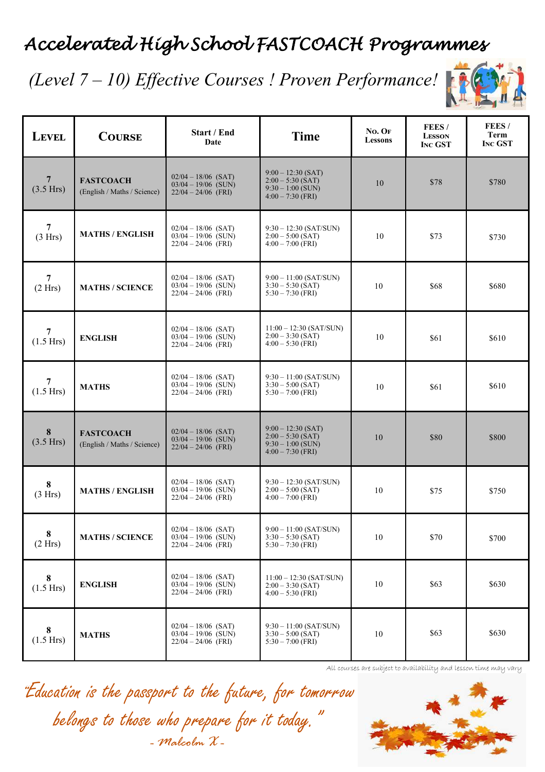# Accelerated High School FASTCOACH Programmes

*(Level 7 – 10) Effective Courses ! Proven Performance!*

| LEVEL | COURSE | Start / End Date | Time | No. Of Lessons | FEES / Lesson Inc GST | FEES / Term Inc GST |
|---|---|---|---|---|---|---|
| 7 (3.5 Hrs) | **FASTCOACH** (English / Maths / Science) | 02/04 – 18/06 (SAT) 03/04 – 19/06 (SUN) 22/04 – 24/06 (FRI) | 9:00 – 12:30 (SAT) 2:00 – 5:30 (SAT) 9:30 – 1:00 (SUN) 4:00 – 7:30 (FRI) | 10 | $78 | $780 |
| 7 (3 Hrs) | **MATHS / ENGLISH** | 02/04 – 18/06 (SAT) 03/04 – 19/06 (SUN) 22/04 – 24/06 (FRI) | 9:30 – 12:30 (SAT/SUN) 2:00 – 5:00 (SAT) 4:00 – 7:00 (FRI) | 10 | $73 | $730 |
| 7 (2 Hrs) | **MATHS / SCIENCE** | 02/04 – 18/06 (SAT) 03/04 – 19/06 (SUN) 22/04 – 24/06 (FRI) | 9:00 – 11:00 (SAT/SUN) 3:30 – 5:30 (SAT) 5:30 – 7:30 (FRI) | 10 | $68 | $680 |
| 7 (1.5 Hrs) | **ENGLISH** | 02/04 – 18/06 (SAT) 03/04 – 19/06 (SUN) 22/04 – 24/06 (FRI) | 11:00 – 12:30 (SAT/SUN) 2:00 – 3:30 (SAT) 4:00 – 5:30 (FRI) | 10 | $61 | $610 |
| 7 (1.5 Hrs) | **MATHS** | 02/04 – 18/06 (SAT) 03/04 – 19/06 (SUN) 22/04 – 24/06 (FRI) | 9:30 – 11:00 (SAT/SUN) 3:30 – 5:00 (SAT) 5:30 – 7:00 (FRI) | 10 | $61 | $610 |
| 8 (3.5 Hrs) | **FASTCOACH** (English / Maths / Science) | 02/04 – 18/06 (SAT) 03/04 – 19/06 (SUN) 22/04 – 24/06 (FRI) | 9:00 – 12:30 (SAT) 2:00 – 5:30 (SAT) 9:30 – 1:00 (SUN) 4:00 – 7:30 (FRI) | 10 | $80 | $800 |
| 8 (3 Hrs) | **MATHS / ENGLISH** | 02/04 – 18/06 (SAT) 03/04 – 19/06 (SUN) 22/04 – 24/06 (FRI) | 9:30 – 12:30 (SAT/SUN) 2:00 – 5:00 (SAT) 4:00 – 7:00 (FRI) | 10 | $75 | $750 |
| 8 (2 Hrs) | **MATHS / SCIENCE** | 02/04 – 18/06 (SAT) 03/04 – 19/06 (SUN) 22/04 – 24/06 (FRI) | 9:00 – 11:00 (SAT/SUN) 3:30 – 5:30 (SAT) 5:30 – 7:30 (FRI) | 10 | $70 | $700 |
| 8 (1.5 Hrs) | **ENGLISH** | 02/04 – 18/06 (SAT) 03/04 – 19/06 (SUN) 22/04 – 24/06 (FRI) | 11:00 – 12:30 (SAT/SUN) 2:00 – 3:30 (SAT) 4:00 – 5:30 (FRI) | 10 | $63 | $630 |
| 8 (1.5 Hrs) | **MATHS** | 02/04 – 18/06 (SAT) 03/04 – 19/06 (SUN) 22/04 – 24/06 (FRI) | 9:30 – 11:00 (SAT/SUN) 3:30 – 5:00 (SAT) 5:30 – 7:00 (FRI) | 10 | $63 | $630 |

*All courses are subject to availability and lesson time may vary*

*"Education is the passport to the future, for tomorrow belongs to those who prepare for it today."*

*- Malcolm X -*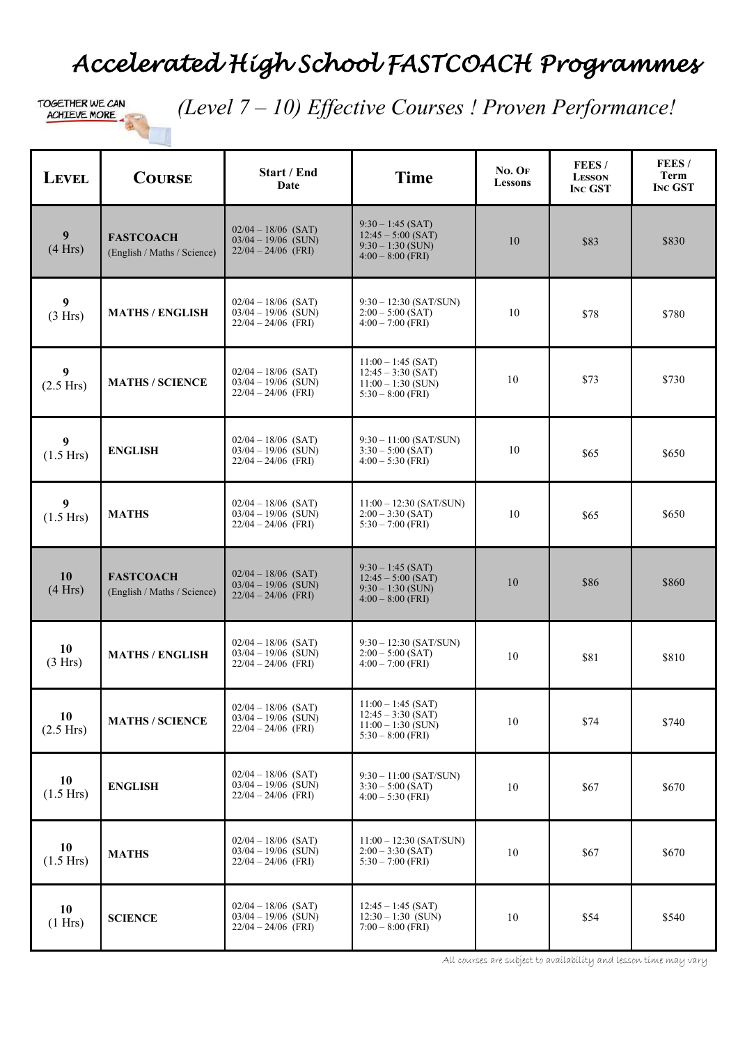# Accelerated High School FASTCOACH Programmes

TOGETHER WE CAN ACHIEVE MORE

*(Level 7 – 10) Effective Courses ! Proven Performance!*

| Level | Course | Start / End Date | Time | No. Of Lessons | FEES / Lesson Inc GST | FEES / Term Inc GST |
|---|---|---|---|---|---|---|
| **9** (4 Hrs) | **FASTCOACH** (English / Maths / Science) | 02/04 – 18/06 (SAT) 03/04 – 19/06 (SUN) 22/04 – 24/06 (FRI) | 9:30 – 1:45 (SAT) 12:45 – 5:00 (SAT) 9:30 – 1:30 (SUN) 4:00 – 8:00 (FRI) | 10 | $83 | $830 |
| **9** (3 Hrs) | **MATHS / ENGLISH** | 02/04 – 18/06 (SAT) 03/04 – 19/06 (SUN) 22/04 – 24/06 (FRI) | 9:30 – 12:30 (SAT/SUN) 2:00 – 5:00 (SAT) 4:00 – 7:00 (FRI) | 10 | $78 | $780 |
| **9** (2.5 Hrs) | **MATHS / SCIENCE** | 02/04 – 18/06 (SAT) 03/04 – 19/06 (SUN) 22/04 – 24/06 (FRI) | 11:00 – 1:45 (SAT) 12:45 – 3:30 (SAT) 11:00 – 1:30 (SUN) 5:30 – 8:00 (FRI) | 10 | $73 | $730 |
| **9** (1.5 Hrs) | **ENGLISH** | 02/04 – 18/06 (SAT) 03/04 – 19/06 (SUN) 22/04 – 24/06 (FRI) | 9:30 – 11:00 (SAT/SUN) 3:30 – 5:00 (SAT) 4:00 – 5:30 (FRI) | 10 | $65 | $650 |
| **9** (1.5 Hrs) | **MATHS** | 02/04 – 18/06 (SAT) 03/04 – 19/06 (SUN) 22/04 – 24/06 (FRI) | 11:00 – 12:30 (SAT/SUN) 2:00 – 3:30 (SAT) 5:30 – 7:00 (FRI) | 10 | $65 | $650 |
| **10** (4 Hrs) | **FASTCOACH** (English / Maths / Science) | 02/04 – 18/06 (SAT) 03/04 – 19/06 (SUN) 22/04 – 24/06 (FRI) | 9:30 – 1:45 (SAT) 12:45 – 5:00 (SAT) 9:30 – 1:30 (SUN) 4:00 – 8:00 (FRI) | 10 | $86 | $860 |
| **10** (3 Hrs) | **MATHS / ENGLISH** | 02/04 – 18/06 (SAT) 03/04 – 19/06 (SUN) 22/04 – 24/06 (FRI) | 9:30 – 12:30 (SAT/SUN) 2:00 – 5:00 (SAT) 4:00 – 7:00 (FRI) | 10 | $81 | $810 |
| **10** (2.5 Hrs) | **MATHS / SCIENCE** | 02/04 – 18/06 (SAT) 03/04 – 19/06 (SUN) 22/04 – 24/06 (FRI) | 11:00 – 1:45 (SAT) 12:45 – 3:30 (SAT) 11:00 – 1:30 (SUN) 5:30 – 8:00 (FRI) | 10 | $74 | $740 |
| **10** (1.5 Hrs) | **ENGLISH** | 02/04 – 18/06 (SAT) 03/04 – 19/06 (SUN) 22/04 – 24/06 (FRI) | 9:30 – 11:00 (SAT/SUN) 3:30 – 5:00 (SAT) 4:00 – 5:30 (FRI) | 10 | $67 | $670 |
| **10** (1.5 Hrs) | **MATHS** | 02/04 – 18/06 (SAT) 03/04 – 19/06 (SUN) 22/04 – 24/06 (FRI) | 11:00 – 12:30 (SAT/SUN) 2:00 – 3:30 (SAT) 5:30 – 7:00 (FRI) | 10 | $67 | $670 |
| **10** (1 Hrs) | **SCIENCE** | 02/04 – 18/06 (SAT) 03/04 – 19/06 (SUN) 22/04 – 24/06 (FRI) | 12:45 – 1:45 (SAT) 12:30 – 1:30 (SUN) 7:00 – 8:00 (FRI) | 10 | $54 | $540 |

*All courses are subject to availability and lesson time may vary*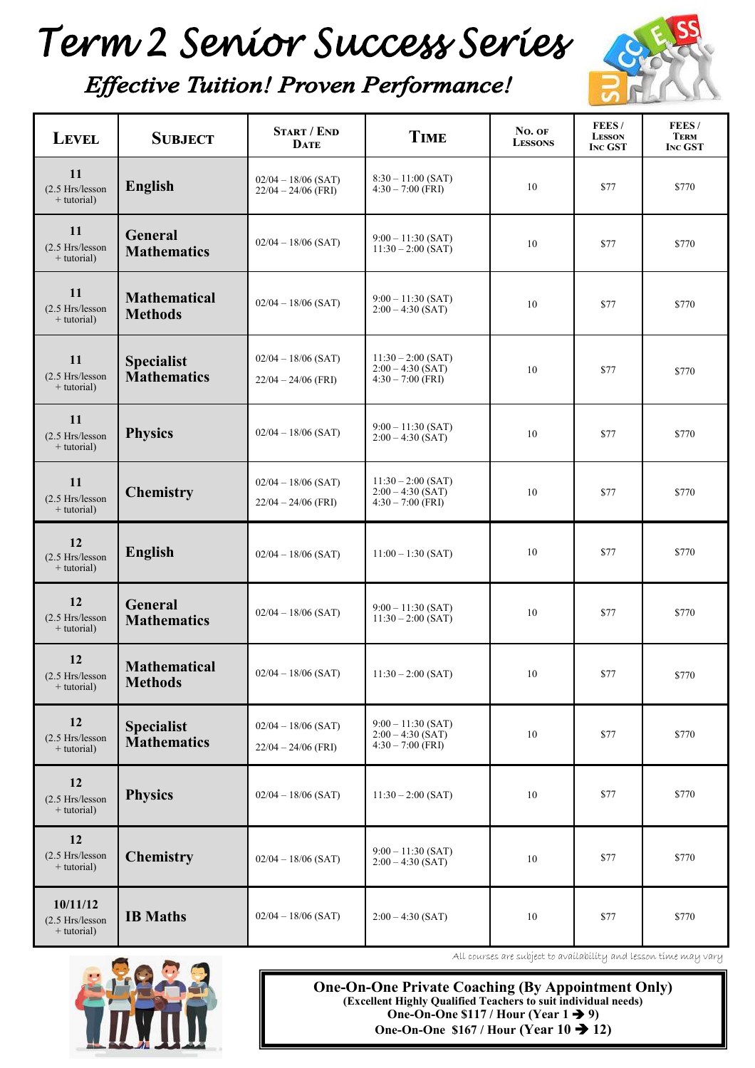# Term 2 Senior Success Series

## *Effective Tuition! Proven Performance!*

| LEVEL | SUBJECT | START / END DATE | TIME | NO. OF LESSONS | FEES / LESSON INC GST | FEES / TERM INC GST |
|---|---|---|---|---|---|---|
| **11** (2.5 Hrs/lesson + tutorial) | **English** | 02/04 – 18/06 (SAT) 22/04 – 24/06 (FRI) | 8:30 – 11:00 (SAT) 4:30 – 7:00 (FRI) | 10 | \$77 | \$770 |
| **11** (2.5 Hrs/lesson + tutorial) | **General Mathematics** | 02/04 – 18/06 (SAT) | 9:00 – 11:30 (SAT) 11:30 – 2:00 (SAT) | 10 | \$77 | \$770 |
| **11** (2.5 Hrs/lesson + tutorial) | **Mathematical Methods** | 02/04 – 18/06 (SAT) | 9:00 – 11:30 (SAT) 2:00 – 4:30 (SAT) | 10 | \$77 | \$770 |
| **11** (2.5 Hrs/lesson + tutorial) | **Specialist Mathematics** | 02/04 – 18/06 (SAT) 22/04 – 24/06 (FRI) | 11:30 – 2:00 (SAT) 2:00 – 4:30 (SAT) 4:30 – 7:00 (FRI) | 10 | \$77 | \$770 |
| **11** (2.5 Hrs/lesson + tutorial) | **Physics** | 02/04 – 18/06 (SAT) | 9:00 – 11:30 (SAT) 2:00 – 4:30 (SAT) | 10 | \$77 | \$770 |
| **11** (2.5 Hrs/lesson + tutorial) | **Chemistry** | 02/04 – 18/06 (SAT) 22/04 – 24/06 (FRI) | 11:30 – 2:00 (SAT) 2:00 – 4:30 (SAT) 4:30 – 7:00 (FRI) | 10 | \$77 | \$770 |
| **12** (2.5 Hrs/lesson + tutorial) | **English** | 02/04 – 18/06 (SAT) | 11:00 – 1:30 (SAT) | 10 | \$77 | \$770 |
| **12** (2.5 Hrs/lesson + tutorial) | **General Mathematics** | 02/04 – 18/06 (SAT) | 9:00 – 11:30 (SAT) 11:30 – 2:00 (SAT) | 10 | \$77 | \$770 |
| **12** (2.5 Hrs/lesson + tutorial) | **Mathematical Methods** | 02/04 – 18/06 (SAT) | 11:30 – 2:00 (SAT) | 10 | \$77 | \$770 |
| **12** (2.5 Hrs/lesson + tutorial) | **Specialist Mathematics** | 02/04 – 18/06 (SAT) 22/04 – 24/06 (FRI) | 9:00 – 11:30 (SAT) 2:00 – 4:30 (SAT) 4:30 – 7:00 (FRI) | 10 | \$77 | \$770 |
| **12** (2.5 Hrs/lesson + tutorial) | **Physics** | 02/04 – 18/06 (SAT) | 11:30 – 2:00 (SAT) | 10 | \$77 | \$770 |
| **12** (2.5 Hrs/lesson + tutorial) | **Chemistry** | 02/04 – 18/06 (SAT) | 9:00 – 11:30 (SAT) 2:00 – 4:30 (SAT) | 10 | \$77 | \$770 |
| **10/11/12** (2.5 Hrs/lesson + tutorial) | **IB Maths** | 02/04 – 18/06 (SAT) | 2:00 – 4:30 (SAT) | 10 | \$77 | \$770 |

*All courses are subject to availability and lesson time may vary*

**One-On-One Private Coaching (By Appointment Only)**
**(Excellent Highly Qualified Teachers to suit individual needs)**
**One-On-One \$117 / Hour (Year 1 → 9)**
**One-On-One \$167 / Hour (Year 10 → 12)**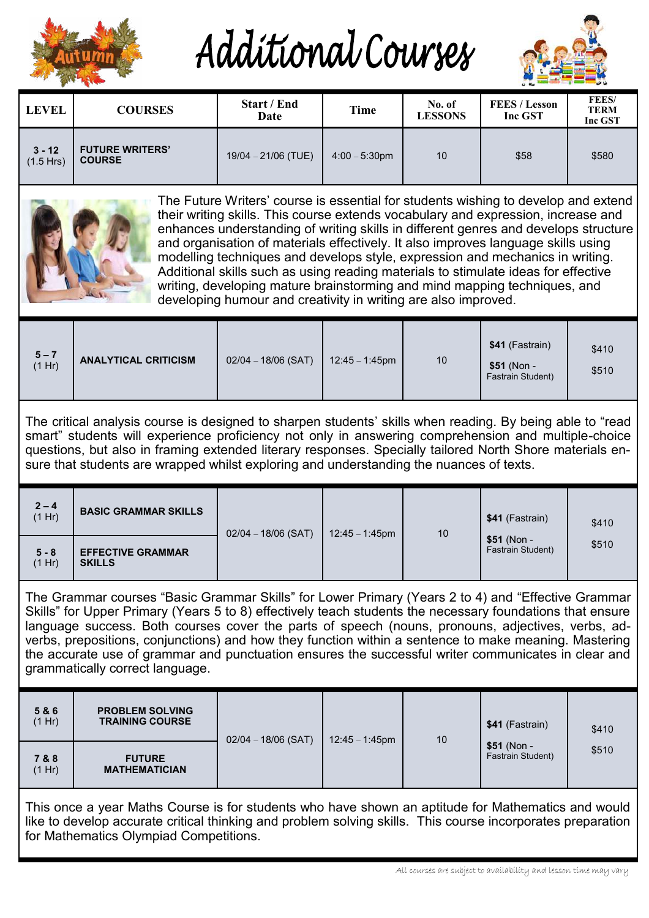# Additional Courses

| LEVEL | COURSES | Start / End Date | Time | No. of LESSONS | FEES / Lesson Inc GST | FEES/ TERM Inc GST |
|---|---|---|---|---|---|---|
| **3 - 12** (1.5 Hrs) | **FUTURE WRITERS' COURSE** | 19/04 – 21/06 (TUE) | 4:00 – 5:30pm | 10 | $58 | $580 |

The Future Writers' course is essential for students wishing to develop and extend their writing skills. This course extends vocabulary and expression, increase and enhances understanding of writing skills in different genres and develops structure and organisation of materials effectively. It also improves language skills using modelling techniques and develops style, expression and mechanics in writing. Additional skills such as using reading materials to stimulate ideas for effective writing, developing mature brainstorming and mind mapping techniques, and developing humour and creativity in writing are also improved.

| LEVEL | COURSES | Start / End Date | Time | No. of LESSONS | FEES / Lesson Inc GST | FEES/ TERM Inc GST |
|---|---|---|---|---|---|---|
| **5 – 7** (1 Hr) | **ANALYTICAL CRITICISM** | 02/04 – 18/06 (SAT) | 12:45 – 1:45pm | 10 | **$41** (Fastrain) **$51** (Non - Fastrain Student) | $410 $510 |

The critical analysis course is designed to sharpen students' skills when reading. By being able to "read smart" students will experience proficiency not only in answering comprehension and multiple-choice questions, but also in framing extended literary responses. Specially tailored North Shore materials ensure that students are wrapped whilst exploring and understanding the nuances of texts.

| LEVEL | COURSES | Start / End Date | Time | No. of LESSONS | FEES / Lesson Inc GST | FEES/ TERM Inc GST |
|---|---|---|---|---|---|---|
| **2 – 4** (1 Hr) | **BASIC GRAMMAR SKILLS** | 02/04 – 18/06 (SAT) | 12:45 – 1:45pm | 10 | **$41** (Fastrain) **$51** (Non - Fastrain Student) | $410 $510 |
| **5 - 8** (1 Hr) | **EFFECTIVE GRAMMAR SKILLS** | | | | | |

The Grammar courses "Basic Grammar Skills" for Lower Primary (Years 2 to 4) and "Effective Grammar Skills" for Upper Primary (Years 5 to 8) effectively teach students the necessary foundations that ensure language success. Both courses cover the parts of speech (nouns, pronouns, adjectives, verbs, adverbs, prepositions, conjunctions) and how they function within a sentence to make meaning. Mastering the accurate use of grammar and punctuation ensures the successful writer communicates in clear and grammatically correct language.

| LEVEL | COURSES | Start / End Date | Time | No. of LESSONS | FEES / Lesson Inc GST | FEES/ TERM Inc GST |
|---|---|---|---|---|---|---|
| **5 & 6** (1 Hr) | **PROBLEM SOLVING TRAINING COURSE** | 02/04 – 18/06 (SAT) | 12:45 – 1:45pm | 10 | **$41** (Fastrain) **$51** (Non - Fastrain Student) | $410 $510 |
| **7 & 8** (1 Hr) | **FUTURE MATHEMATICIAN** | | | | | |

This once a year Maths Course is for students who have shown an aptitude for Mathematics and would like to develop accurate critical thinking and problem solving skills. This course incorporates preparation for Mathematics Olympiad Competitions.

*All courses are subject to availability and lesson time may vary*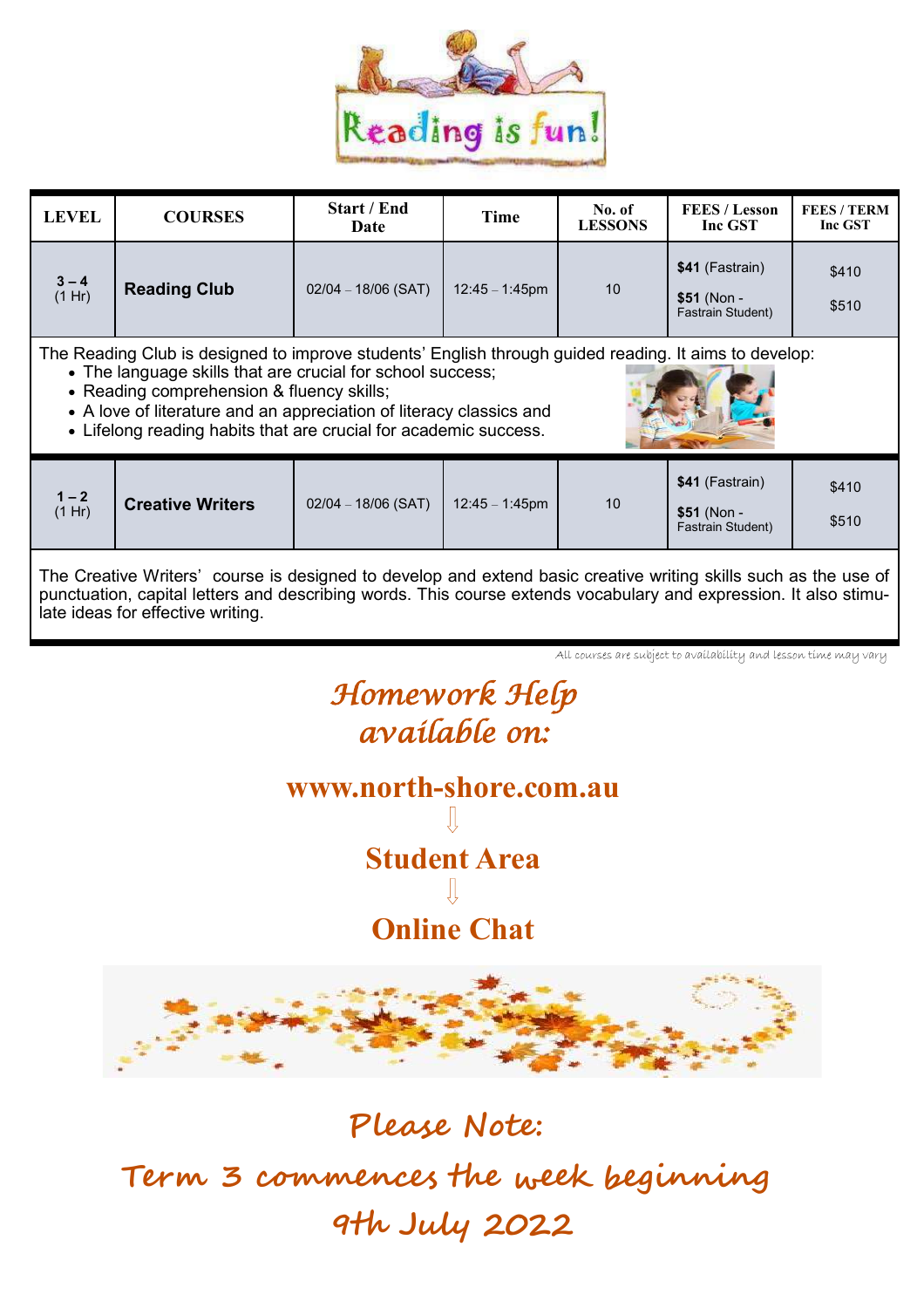# Reading is fun!

| LEVEL | COURSES | Start / End Date | Time | No. of LESSONS | FEES / Lesson Inc GST | FEES / TERM Inc GST |
|---|---|---|---|---|---|---|
| **3 – 4** (1 Hr) | **Reading Club** | 02/04 – 18/06 (SAT) | 12:45 – 1:45pm | 10 | **$41** (Fastrain) **$51** (Non - Fastrain Student) | $410 $510 |

The Reading Club is designed to improve students' English through guided reading. It aims to develop:

- The language skills that are crucial for school success;
- Reading comprehension & fluency skills;
- A love of literature and an appreciation of literacy classics and
- Lifelong reading habits that are crucial for academic success.

| LEVEL | COURSES | Start / End Date | Time | No. of LESSONS | FEES / Lesson Inc GST | FEES / TERM Inc GST |
|---|---|---|---|---|---|---|
| **1 – 2** (1 Hr) | **Creative Writers** | 02/04 – 18/06 (SAT) | 12:45 – 1:45pm | 10 | **$41** (Fastrain) **$51** (Non - Fastrain Student) | $410 $510 |

The Creative Writers' course is designed to develop and extend basic creative writing skills such as the use of punctuation, capital letters and describing words. This course extends vocabulary and expression. It also stimulate ideas for effective writing.

*All courses are subject to availability and lesson time may vary*

## *Homework Help available on:*

**www.north-shore.com.au**

⇩

**Student Area**

⇩

**Online Chat**

## Please Note:

## Term 3 commences the week beginning 9th July 2022